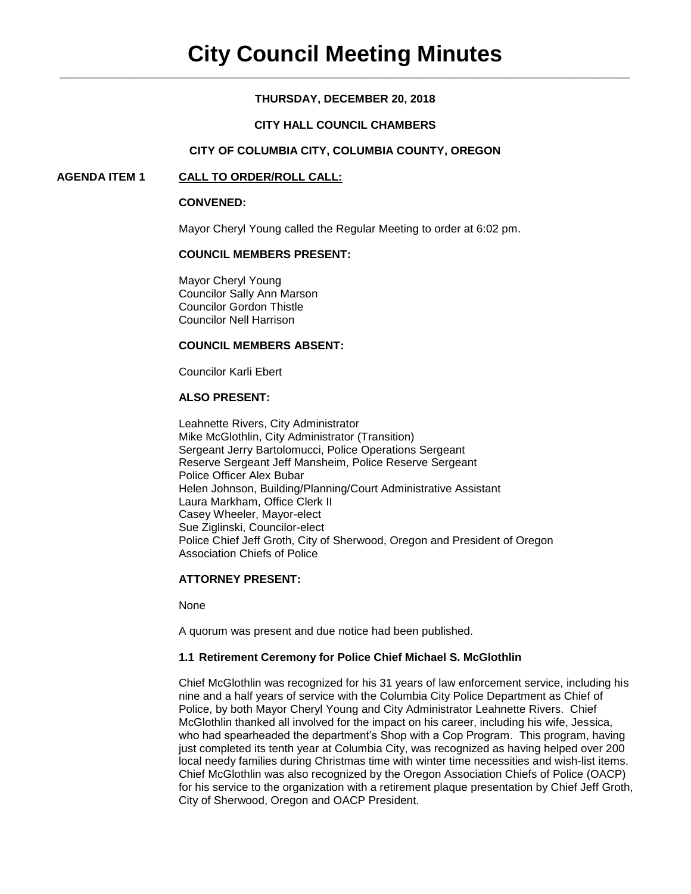# City Council Meeting Minutes

**THURSDAY, DECEMBER 20, 2018**

**CITY HALL COUNCIL CHAMBERS**

**CITY OF COLUMBIA CITY, COLUMBIA COUNTY, OREGON**

## AGENDA ITEM 1 CALL TO ORDER/ROLL CALL:

**CONVENED:**

Mayor Cheryl Young called the Regular Meeting to order at 6:02 pm.

**COUNCIL MEMBERS PRESENT:**

Mayor Cheryl Young
Councilor Sally Ann Marson
Councilor Gordon Thistle
Councilor Nell Harrison

**COUNCIL MEMBERS ABSENT:**

Councilor Karli Ebert

**ALSO PRESENT:**

Leahnette Rivers, City Administrator
Mike McGlothlin, City Administrator (Transition)
Sergeant Jerry Bartolomucci, Police Operations Sergeant
Reserve Sergeant Jeff Mansheim, Police Reserve Sergeant
Police Officer Alex Bubar
Helen Johnson, Building/Planning/Court Administrative Assistant
Laura Markham, Office Clerk II
Casey Wheeler, Mayor-elect
Sue Ziglinski, Councilor-elect
Police Chief Jeff Groth, City of Sherwood, Oregon and President of Oregon Association Chiefs of Police

**ATTORNEY PRESENT:**

None

A quorum was present and due notice had been published.

**1.1 Retirement Ceremony for Police Chief Michael S. McGlothlin**

Chief McGlothlin was recognized for his 31 years of law enforcement service, including his nine and a half years of service with the Columbia City Police Department as Chief of Police, by both Mayor Cheryl Young and City Administrator Leahnette Rivers. Chief McGlothlin thanked all involved for the impact on his career, including his wife, Jessica, who had spearheaded the department's Shop with a Cop Program. This program, having just completed its tenth year at Columbia City, was recognized as having helped over 200 local needy families during Christmas time with winter time necessities and wish-list items. Chief McGlothlin was also recognized by the Oregon Association Chiefs of Police (OACP) for his service to the organization with a retirement plaque presentation by Chief Jeff Groth, City of Sherwood, Oregon and OACP President.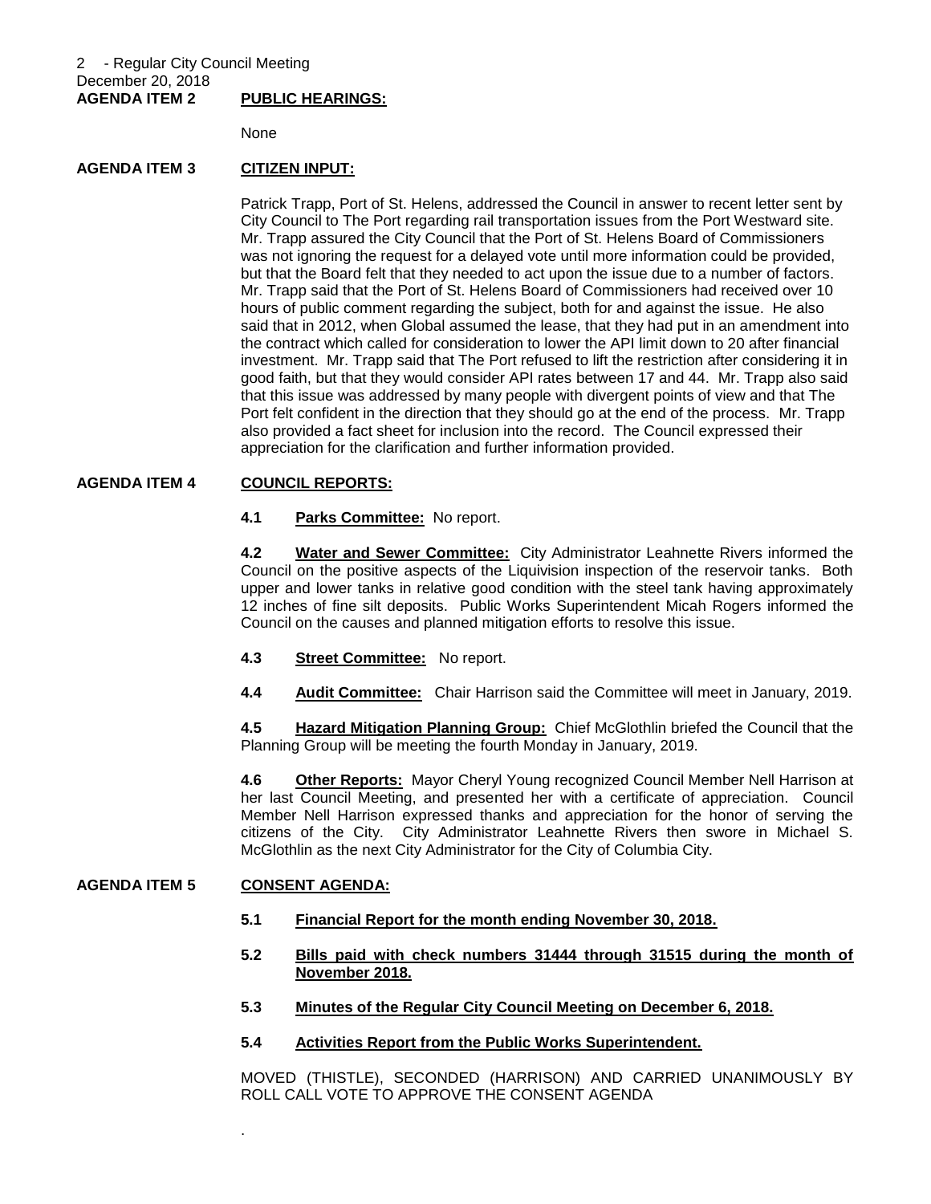**AGENDA ITEM 2** **PUBLIC HEARINGS:**

None

**AGENDA ITEM 3** **CITIZEN INPUT:**

Patrick Trapp, Port of St. Helens, addressed the Council in answer to recent letter sent by City Council to The Port regarding rail transportation issues from the Port Westward site. Mr. Trapp assured the City Council that the Port of St. Helens Board of Commissioners was not ignoring the request for a delayed vote until more information could be provided, but that the Board felt that they needed to act upon the issue due to a number of factors. Mr. Trapp said that the Port of St. Helens Board of Commissioners had received over 10 hours of public comment regarding the subject, both for and against the issue. He also said that in 2012, when Global assumed the lease, that they had put in an amendment into the contract which called for consideration to lower the API limit down to 20 after financial investment. Mr. Trapp said that The Port refused to lift the restriction after considering it in good faith, but that they would consider API rates between 17 and 44. Mr. Trapp also said that this issue was addressed by many people with divergent points of view and that The Port felt confident in the direction that they should go at the end of the process. Mr. Trapp also provided a fact sheet for inclusion into the record. The Council expressed their appreciation for the clarification and further information provided.

**AGENDA ITEM 4** **COUNCIL REPORTS:**

**4.1** **Parks Committee:** No report.

**4.2** **Water and Sewer Committee:** City Administrator Leahnette Rivers informed the Council on the positive aspects of the Liquivision inspection of the reservoir tanks. Both upper and lower tanks in relative good condition with the steel tank having approximately 12 inches of fine silt deposits. Public Works Superintendent Micah Rogers informed the Council on the causes and planned mitigation efforts to resolve this issue.

**4.3** **Street Committee:** No report.

**4.4** **Audit Committee:** Chair Harrison said the Committee will meet in January, 2019.

**4.5** **Hazard Mitigation Planning Group:** Chief McGlothlin briefed the Council that the Planning Group will be meeting the fourth Monday in January, 2019.

**4.6** **Other Reports:** Mayor Cheryl Young recognized Council Member Nell Harrison at her last Council Meeting, and presented her with a certificate of appreciation. Council Member Nell Harrison expressed thanks and appreciation for the honor of serving the citizens of the City. City Administrator Leahnette Rivers then swore in Michael S. McGlothlin as the next City Administrator for the City of Columbia City.

**AGENDA ITEM 5** **CONSENT AGENDA:**

**5.1** **Financial Report for the month ending November 30, 2018.**

**5.2** **Bills paid with check numbers 31444 through 31515 during the month of November 2018.**

**5.3** **Minutes of the Regular City Council Meeting on December 6, 2018.**

**5.4** **Activities Report from the Public Works Superintendent.**

MOVED (THISTLE), SECONDED (HARRISON) AND CARRIED UNANIMOUSLY BY ROLL CALL VOTE TO APPROVE THE CONSENT AGENDA

.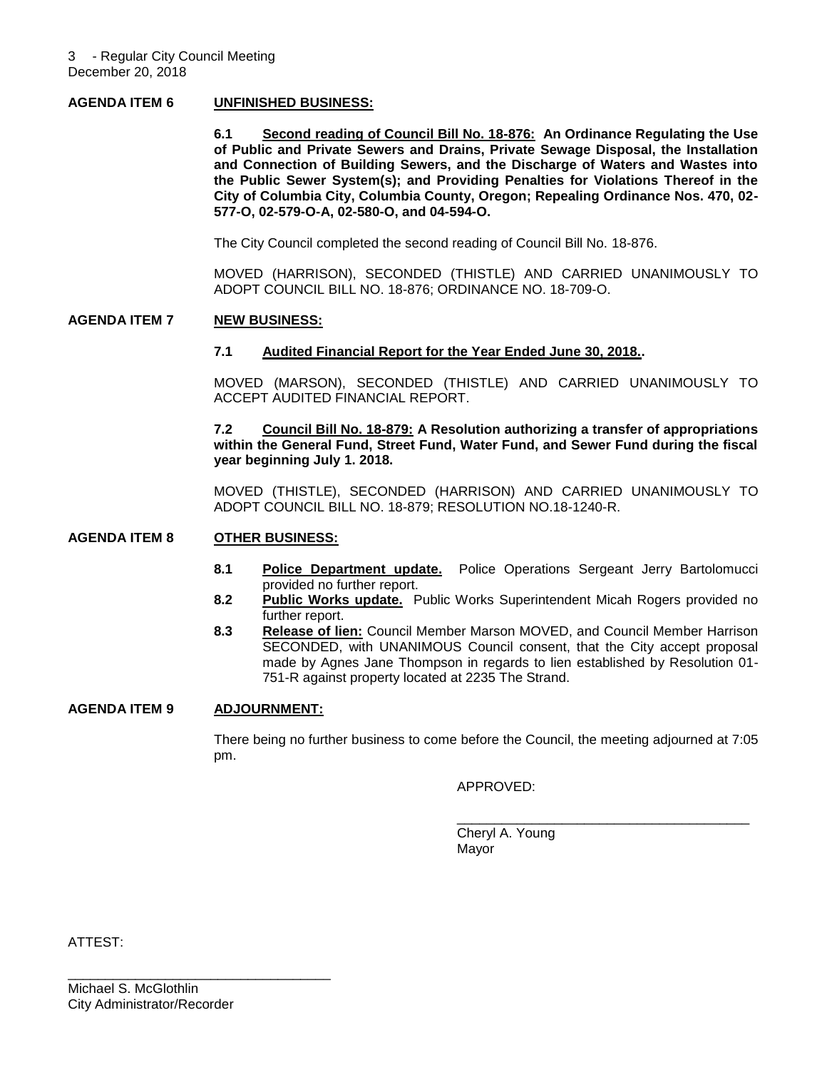**AGENDA ITEM 6 UNFINISHED BUSINESS:**

**6.1 Second reading of Council Bill No. 18-876: An Ordinance Regulating the Use of Public and Private Sewers and Drains, Private Sewage Disposal, the Installation and Connection of Building Sewers, and the Discharge of Waters and Wastes into the Public Sewer System(s); and Providing Penalties for Violations Thereof in the City of Columbia City, Columbia County, Oregon; Repealing Ordinance Nos. 470, 02-577-O, 02-579-O-A, 02-580-O, and 04-594-O.**

The City Council completed the second reading of Council Bill No. 18-876.

MOVED (HARRISON), SECONDED (THISTLE) AND CARRIED UNANIMOUSLY TO ADOPT COUNCIL BILL NO. 18-876; ORDINANCE NO. 18-709-O.

**AGENDA ITEM 7 NEW BUSINESS:**

**7.1 Audited Financial Report for the Year Ended June 30, 2018..**

MOVED (MARSON), SECONDED (THISTLE) AND CARRIED UNANIMOUSLY TO ACCEPT AUDITED FINANCIAL REPORT.

**7.2 Council Bill No. 18-879: A Resolution authorizing a transfer of appropriations within the General Fund, Street Fund, Water Fund, and Sewer Fund during the fiscal year beginning July 1. 2018.**

MOVED (THISTLE), SECONDED (HARRISON) AND CARRIED UNANIMOUSLY TO ADOPT COUNCIL BILL NO. 18-879; RESOLUTION NO.18-1240-R.

**AGENDA ITEM 8 OTHER BUSINESS:**

**8.1 Police Department update.** Police Operations Sergeant Jerry Bartolomucci provided no further report.

**8.2 Public Works update.** Public Works Superintendent Micah Rogers provided no further report.

**8.3 Release of lien:** Council Member Marson MOVED, and Council Member Harrison SECONDED, with UNANIMOUS Council consent, that the City accept proposal made by Agnes Jane Thompson in regards to lien established by Resolution 01-751-R against property located at 2235 The Strand.

**AGENDA ITEM 9 ADJOURNMENT:**

There being no further business to come before the Council, the meeting adjourned at 7:05 pm.

APPROVED:

\_\_\_\_\_\_\_\_\_\_\_\_\_\_\_\_\_\_\_\_\_\_\_\_\_\_\_\_\_\_\_\_\_\_\_\_\_\_\_\_
Cheryl A. Young
Mayor

ATTEST:

\_\_\_\_\_\_\_\_\_\_\_\_\_\_\_\_\_\_\_\_\_\_\_\_\_\_\_\_\_\_\_\_\_\_\_\_\_
Michael S. McGlothlin
City Administrator/Recorder